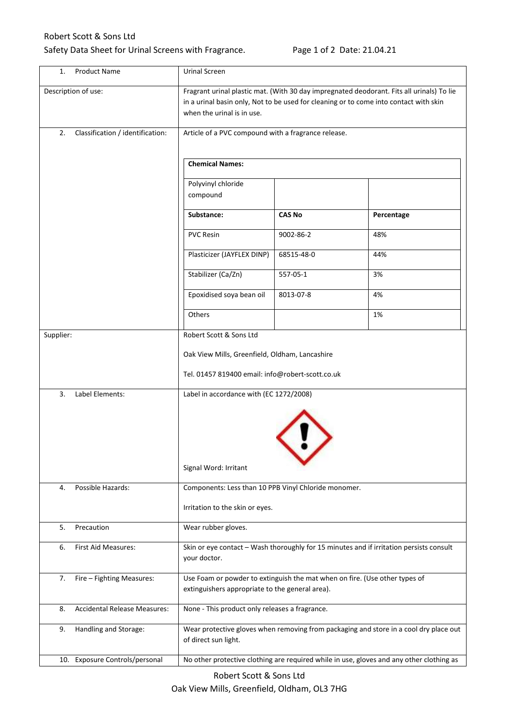Robert Scott & Sons Ltd

Safety Data Sheet for Urinal Screens with Fragrance.

| | |
|---|---|
| 1. Product Name | Urinal Screen |
| Description of use: | Fragrant urinal plastic mat. (With 30 day impregnated deodorant. Fits all urinals) To lie in a urinal basin only, Not to be used for cleaning or to come into contact with skin when the urinal is in use. |
| 2. Classification / identification: | Article of a PVC compound with a fragrance release. |

**Chemical Names:**

| Polyvinyl chloride compound | | |
|---|---|---|
| **Substance:** | **CAS No** | **Percentage** |
| PVC Resin | 9002-86-2 | 48% |
| Plasticizer (JAYFLEX DINP) | 68515-48-0 | 44% |
| Stabilizer (Ca/Zn) | 557-05-1 | 3% |
| Epoxidised soya bean oil | 8013-07-8 | 4% |
| Others | | 1% |

| | |
|---|---|
| Supplier: | Robert Scott & Sons Ltd<br><br>Oak View Mills, Greenfield, Oldham, Lancashire<br><br>Tel. 01457 819400 email: info@robert-scott.co.uk |
| 3. Label Elements: | Label in accordance with (EC 1272/2008)<br><br>Signal Word: Irritant |
| 4. Possible Hazards: | Components: Less than 10 PPB Vinyl Chloride monomer.<br><br>Irritation to the skin or eyes. |
| 5. Precaution | Wear rubber gloves. |
| 6. First Aid Measures: | Skin or eye contact – Wash thoroughly for 15 minutes and if irritation persists consult your doctor. |
| 7. Fire – Fighting Measures: | Use Foam or powder to extinguish the mat when on fire. (Use other types of extinguishers appropriate to the general area). |
| 8. Accidental Release Measures: | None - This product only releases a fragrance. |
| 9. Handling and Storage: | Wear protective gloves when removing from packaging and store in a cool dry place out of direct sun light. |
| 10. Exposure Controls/personal | No other protective clothing are required while in use, gloves and any other clothing as |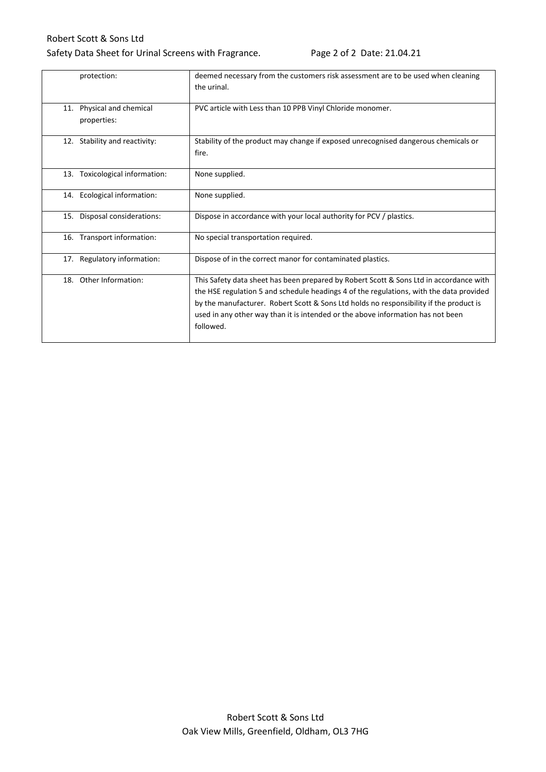| | |
|---|---|
| protection: | deemed necessary from the customers risk assessment are to be used when cleaning the urinal. |
| 11. Physical and chemical properties: | PVC article with Less than 10 PPB Vinyl Chloride monomer. |
| 12. Stability and reactivity: | Stability of the product may change if exposed unrecognised dangerous chemicals or fire. |
| 13. Toxicological information: | None supplied. |
| 14. Ecological information: | None supplied. |
| 15. Disposal considerations: | Dispose in accordance with your local authority for PCV / plastics. |
| 16. Transport information: | No special transportation required. |
| 17. Regulatory information: | Dispose of in the correct manor for contaminated plastics. |
| 18. Other Information: | This Safety data sheet has been prepared by Robert Scott & Sons Ltd in accordance with the HSE regulation 5 and schedule headings 4 of the regulations, with the data provided by the manufacturer. Robert Scott & Sons Ltd holds no responsibility if the product is used in any other way than it is intended or the above information has not been followed. |